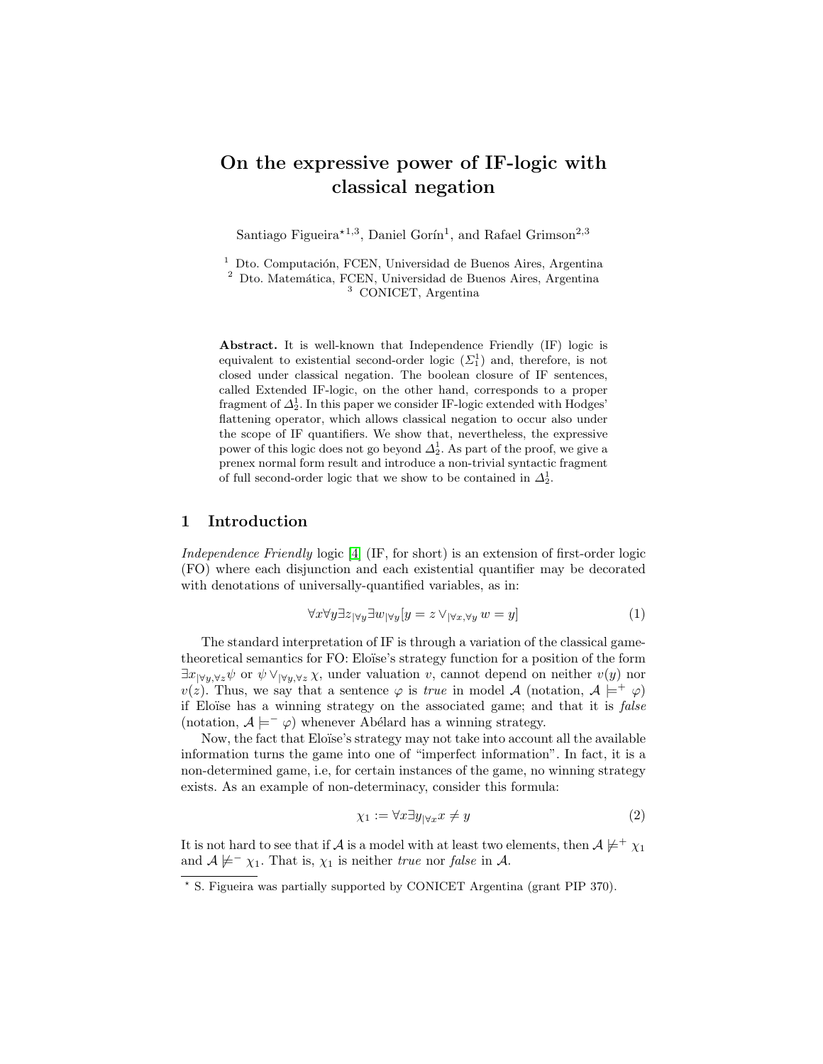# On the expressive power of IF-logic with classical negation

Santiago Figueira*[1,3], Daniel Gorín[1], and Rafael Grimson[2,3]

[1] Dto. Computación, FCEN, Universidad de Buenos Aires, Argentina
[2] Dto. Matemática, FCEN, Universidad de Buenos Aires, Argentina
[3] CONICET, Argentina

**Abstract.** It is well-known that Independence Friendly (IF) logic is equivalent to existential second-order logic ($\Sigma^1_1$) and, therefore, is not closed under classical negation. The boolean closure of IF sentences, called Extended IF-logic, on the other hand, corresponds to a proper fragment of $\Delta^1_2$. In this paper we consider IF-logic extended with Hodges' flattening operator, which allows classical negation to occur also under the scope of IF quantifiers. We show that, nevertheless, the expressive power of this logic does not go beyond $\Delta^1_2$. As part of the proof, we give a prenex normal form result and introduce a non-trivial syntactic fragment of full second-order logic that we show to be contained in $\Delta^1_2$.

## 1 Introduction

*Independence Friendly* logic [4] (IF, for short) is an extension of first-order logic (FO) where each disjunction and each existential quantifier may be decorated with denotations of universally-quantified variables, as in:

$$\forall x \forall y \exists z_{|\forall y} \exists w_{|\forall y} [y = z \vee_{|\forall x, \forall y} w = y] \tag{1}$$

The standard interpretation of IF is through a variation of the classical game-theoretical semantics for FO: Eloïse's strategy function for a position of the form $\exists x_{|\forall y, \forall z} \psi$ or $\psi \vee_{|\forall y, \forall z} \chi$, under valuation $v$, cannot depend on neither $v(y)$ nor $v(z)$. Thus, we say that a sentence $\varphi$ is *true* in model $\mathcal{A}$ (notation, $\mathcal{A} \models^+ \varphi$) if Eloïse has a winning strategy on the associated game; and that it is *false* (notation, $\mathcal{A} \models^- \varphi$) whenever Abélard has a winning strategy.

Now, the fact that Eloïse's strategy may not take into account all the available information turns the game into one of "imperfect information". In fact, it is a non-determined game, i.e, for certain instances of the game, no winning strategy exists. As an example of non-determinacy, consider this formula:

$$\chi_1 := \forall x \exists y_{|\forall x} x \neq y \tag{2}$$

It is not hard to see that if $\mathcal{A}$ is a model with at least two elements, then $\mathcal{A} \not\models^+ \chi_1$ and $\mathcal{A} \not\models^- \chi_1$. That is, $\chi_1$ is neither *true* nor *false* in $\mathcal{A}$.

* S. Figueira was partially supported by CONICET Argentina (grant PIP 370).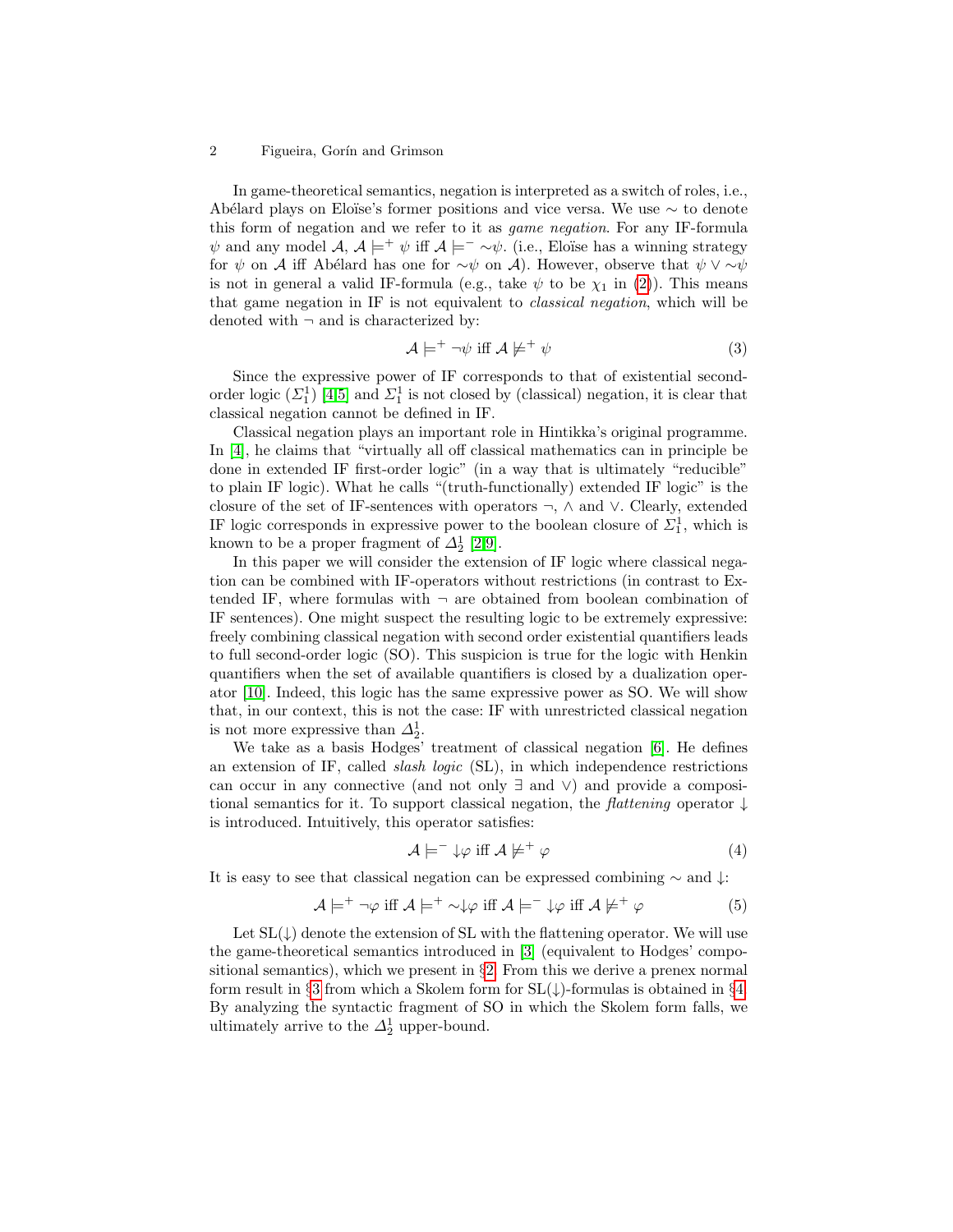In game-theoretical semantics, negation is interpreted as a switch of roles, i.e., Abélard plays on Eloïse's former positions and vice versa. We use $\sim$ to denote this form of negation and we refer to it as *game negation*. For any IF-formula $\psi$ and any model $\mathcal{A}$, $\mathcal{A} \models^{+} \psi$ iff $\mathcal{A} \models^{-} \sim\psi$. (i.e., Eloïse has a winning strategy for $\psi$ on $\mathcal{A}$ iff Abélard has one for $\sim\psi$ on $\mathcal{A}$). However, observe that $\psi \vee \sim\psi$ is not in general a valid IF-formula (e.g., take $\psi$ to be $\chi_1$ in (2)). This means that game negation in IF is not equivalent to *classical negation*, which will be denoted with $\neg$ and is characterized by:

$$\mathcal{A} \models^{+} \neg\psi \text{ iff } \mathcal{A} \not\models^{+} \psi \tag{3}$$

Since the expressive power of IF corresponds to that of existential second-order logic ($\Sigma^1_1$) [4,5] and $\Sigma^1_1$ is not closed by (classical) negation, it is clear that classical negation cannot be defined in IF.

Classical negation plays an important role in Hintikka's original programme. In [4], he claims that "virtually all off classical mathematics can in principle be done in extended IF first-order logic" (in a way that is ultimately "reducible" to plain IF logic). What he calls "(truth-functionally) extended IF logic" is the closure of the set of IF-sentences with operators $\neg$, $\wedge$ and $\vee$. Clearly, extended IF logic corresponds in expressive power to the boolean closure of $\Sigma^1_1$, which is known to be a proper fragment of $\Delta^1_2$ [2,9].

In this paper we will consider the extension of IF logic where classical negation can be combined with IF-operators without restrictions (in contrast to Extended IF, where formulas with $\neg$ are obtained from boolean combination of IF sentences). One might suspect the resulting logic to be extremely expressive: freely combining classical negation with second order existential quantifiers leads to full second-order logic (SO). This suspicion is true for the logic with Henkin quantifiers when the set of available quantifiers is closed by a dualization operator [10]. Indeed, this logic has the same expressive power as SO. We will show that, in our context, this is not the case: IF with unrestricted classical negation is not more expressive than $\Delta^1_2$.

We take as a basis Hodges' treatment of classical negation [6]. He defines an extension of IF, called *slash logic* (SL), in which independence restrictions can occur in any connective (and not only $\exists$ and $\vee$) and provide a compositional semantics for it. To support classical negation, the *flattening* operator $\downarrow$ is introduced. Intuitively, this operator satisfies:

$$\mathcal{A} \models^{-} {\downarrow}\varphi \text{ iff } \mathcal{A} \not\models^{+} \varphi \tag{4}$$

It is easy to see that classical negation can be expressed combining $\sim$ and $\downarrow$:

$$\mathcal{A} \models^{+} \neg\varphi \text{ iff } \mathcal{A} \models^{+} \sim{\downarrow}\varphi \text{ iff } \mathcal{A} \models^{-} {\downarrow}\varphi \text{ iff } \mathcal{A} \not\models^{+} \varphi \tag{5}$$

Let SL($\downarrow$) denote the extension of SL with the flattening operator. We will use the game-theoretical semantics introduced in [3] (equivalent to Hodges' compositional semantics), which we present in §2. From this we derive a prenex normal form result in §3 from which a Skolem form for SL($\downarrow$)-formulas is obtained in §4. By analyzing the syntactic fragment of SO in which the Skolem form falls, we ultimately arrive to the $\Delta^1_2$ upper-bound.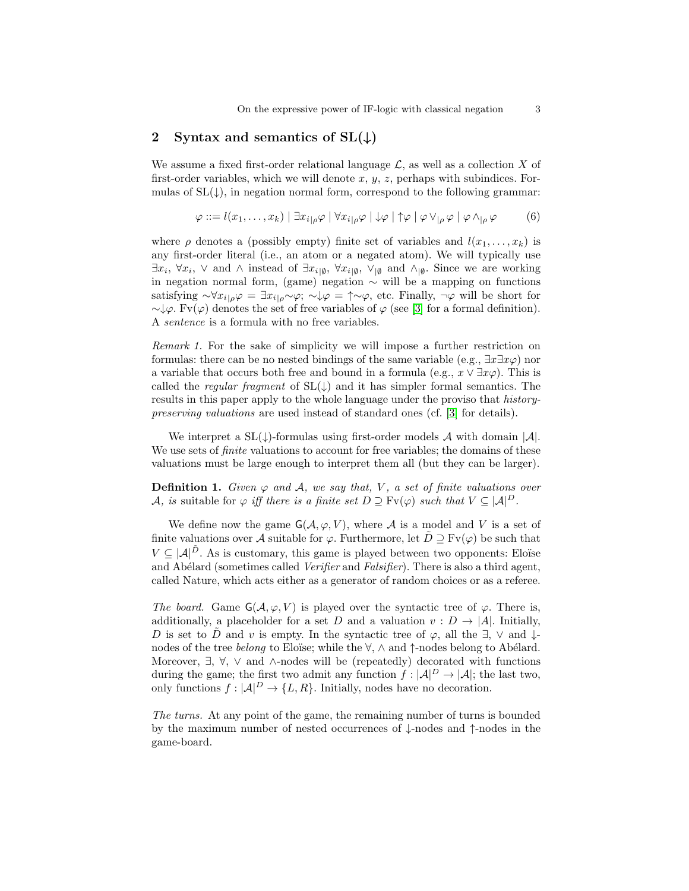## 2 Syntax and semantics of SL(↓)

We assume a fixed first-order relational language $\mathcal{L}$, as well as a collection $X$ of first-order variables, which we will denote $x$, $y$, $z$, perhaps with subindices. Formulas of SL(↓), in negation normal form, correspond to the following grammar:

$$\varphi ::= l(x_1, \ldots, x_k) \mid \exists x_{i|\rho}\varphi \mid \forall x_{i|\rho}\varphi \mid {\downarrow}\varphi \mid {\uparrow}\varphi \mid \varphi \vee_{|\rho} \varphi \mid \varphi \wedge_{|\rho} \varphi \tag{6}$$

where $\rho$ denotes a (possibly empty) finite set of variables and $l(x_1, \ldots, x_k)$ is any first-order literal (i.e., an atom or a negated atom). We will typically use $\exists x_i$, $\forall x_i$, $\vee$ and $\wedge$ instead of $\exists x_{i|\emptyset}$, $\forall x_{i|\emptyset}$, $\vee_{|\emptyset}$ and $\wedge_{|\emptyset}$. Since we are working in negation normal form, (game) negation $\sim$ will be a mapping on functions satisfying $\sim\forall x_{i|\rho}\varphi = \exists x_{i|\rho}\sim\varphi$; $\sim{\downarrow}\varphi = {\uparrow}\sim\varphi$, etc. Finally, $\neg\varphi$ will be short for $\sim{\downarrow}\varphi$. $\mathrm{Fv}(\varphi)$ denotes the set of free variables of $\varphi$ (see [3] for a formal definition). A *sentence* is a formula with no free variables.

*Remark 1.* For the sake of simplicity we will impose a further restriction on formulas: there can be no nested bindings of the same variable (e.g., $\exists x \exists x \varphi$) nor a variable that occurs both free and bound in a formula (e.g., $x \vee \exists x \varphi$). This is called the *regular fragment* of SL(↓) and it has simpler formal semantics. The results in this paper apply to the whole language under the proviso that *history-preserving valuations* are used instead of standard ones (cf. [3] for details).

We interpret a SL(↓)-formulas using first-order models $\mathcal{A}$ with domain $|\mathcal{A}|$. We use sets of *finite* valuations to account for free variables; the domains of these valuations must be large enough to interpret them all (but they can be larger).

**Definition 1.** *Given $\varphi$ and $\mathcal{A}$, we say that, $V$, a set of finite valuations over $\mathcal{A}$, is* suitable *for $\varphi$ iff there is a finite set $D \supseteq \mathrm{Fv}(\varphi)$ such that $V \subseteq |\mathcal{A}|^D$.*

We define now the game $\mathsf{G}(\mathcal{A}, \varphi, V)$, where $\mathcal{A}$ is a model and $V$ is a set of finite valuations over $\mathcal{A}$ suitable for $\varphi$. Furthermore, let $\tilde{D} \supseteq \mathrm{Fv}(\varphi)$ be such that $V \subseteq |\mathcal{A}|^{\tilde{D}}$. As is customary, this game is played between two opponents: Eloïse and Abélard (sometimes called *Verifier* and *Falsifier*). There is also a third agent, called Nature, which acts either as a generator of random choices or as a referee.

*The board.* Game $\mathsf{G}(\mathcal{A}, \varphi, V)$ is played over the syntactic tree of $\varphi$. There is, additionally, a placeholder for a set $D$ and a valuation $v : D \to |\mathcal{A}|$. Initially, $D$ is set to $\tilde{D}$ and $v$ is empty. In the syntactic tree of $\varphi$, all the $\exists$, $\vee$ and ↓-nodes of the tree *belong* to Eloïse; while the $\forall$, $\wedge$ and ↑-nodes belong to Abélard. Moreover, $\exists$, $\forall$, $\vee$ and $\wedge$-nodes will be (repeatedly) decorated with functions during the game; the first two admit any function $f : |\mathcal{A}|^D \to |\mathcal{A}|$; the last two, only functions $f : |\mathcal{A}|^D \to \{L, R\}$. Initially, nodes have no decoration.

*The turns.* At any point of the game, the remaining number of turns is bounded by the maximum number of nested occurrences of ↓-nodes and ↑-nodes in the game-board.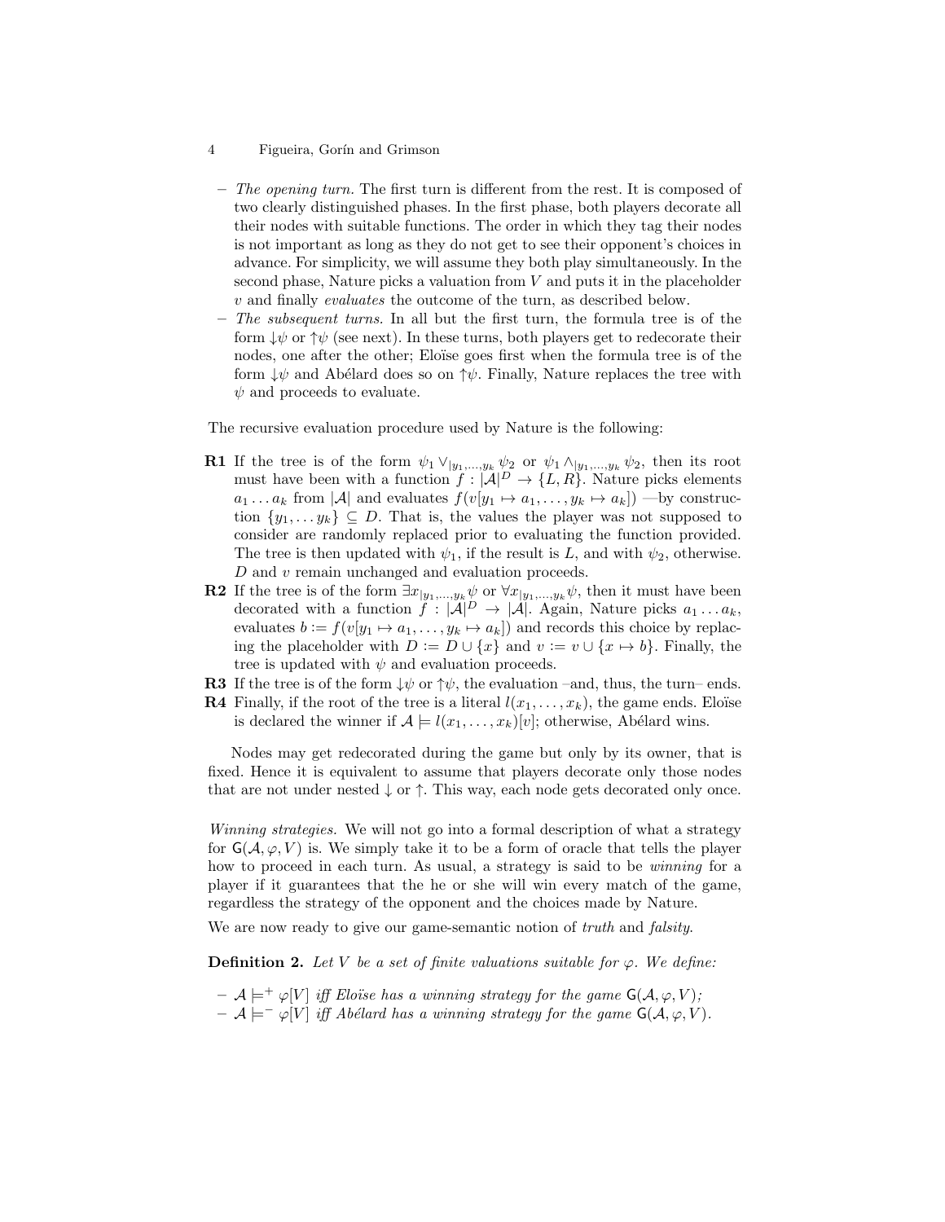- *The opening turn.* The first turn is different from the rest. It is composed of two clearly distinguished phases. In the first phase, both players decorate all their nodes with suitable functions. The order in which they tag their nodes is not important as long as they do not get to see their opponent's choices in advance. For simplicity, we will assume they both play simultaneously. In the second phase, Nature picks a valuation from $V$ and puts it in the placeholder $v$ and finally *evaluates* the outcome of the turn, as described below.
- *The subsequent turns.* In all but the first turn, the formula tree is of the form $\downarrow\psi$ or $\uparrow\psi$ (see next). In these turns, both players get to redecorate their nodes, one after the other; Eloïse goes first when the formula tree is of the form $\downarrow\psi$ and Abélard does so on $\uparrow\psi$. Finally, Nature replaces the tree with $\psi$ and proceeds to evaluate.

The recursive evaluation procedure used by Nature is the following:

**R1** If the tree is of the form $\psi_1 \vee_{|y_1,\ldots,y_k} \psi_2$ or $\psi_1 \wedge_{|y_1,\ldots,y_k} \psi_2$, then its root must have been with a function $f : |\mathcal{A}|^D \to \{L, R\}$. Nature picks elements $a_1 \ldots a_k$ from $|\mathcal{A}|$ and evaluates $f(v[y_1 \mapsto a_1, \ldots, y_k \mapsto a_k])$ —by construction $\{y_1, \ldots y_k\} \subseteq D$. That is, the values the player was not supposed to consider are randomly replaced prior to evaluating the function provided. The tree is then updated with $\psi_1$, if the result is $L$, and with $\psi_2$, otherwise. $D$ and $v$ remain unchanged and evaluation proceeds.

**R2** If the tree is of the form $\exists x_{|y_1,\ldots,y_k} \psi$ or $\forall x_{|y_1,\ldots,y_k} \psi$, then it must have been decorated with a function $f : |\mathcal{A}|^D \to |\mathcal{A}|$. Again, Nature picks $a_1 \ldots a_k$, evaluates $b := f(v[y_1 \mapsto a_1, \ldots, y_k \mapsto a_k])$ and records this choice by replacing the placeholder with $D := D \cup \{x\}$ and $v := v \cup \{x \mapsto b\}$. Finally, the tree is updated with $\psi$ and evaluation proceeds.

**R3** If the tree is of the form $\downarrow\psi$ or $\uparrow\psi$, the evaluation –and, thus, the turn– ends.

**R4** Finally, if the root of the tree is a literal $l(x_1, \ldots, x_k)$, the game ends. Eloïse is declared the winner if $\mathcal{A} \models l(x_1, \ldots, x_k)[v]$; otherwise, Abélard wins.

Nodes may get redecorated during the game but only by its owner, that is fixed. Hence it is equivalent to assume that players decorate only those nodes that are not under nested $\downarrow$ or $\uparrow$. This way, each node gets decorated only once.

*Winning strategies.* We will not go into a formal description of what a strategy for $\mathsf{G}(\mathcal{A}, \varphi, V)$ is. We simply take it to be a form of oracle that tells the player how to proceed in each turn. As usual, a strategy is said to be *winning* for a player if it guarantees that the he or she will win every match of the game, regardless the strategy of the opponent and the choices made by Nature.

We are now ready to give our game-semantic notion of *truth* and *falsity*.

**Definition 2.** *Let $V$ be a set of finite valuations suitable for $\varphi$. We define:*

- $\mathcal{A} \models^+ \varphi[V]$ *iff Eloïse has a winning strategy for the game* $\mathsf{G}(\mathcal{A}, \varphi, V)$*;*
- $\mathcal{A} \models^- \varphi[V]$ *iff Abélard has a winning strategy for the game* $\mathsf{G}(\mathcal{A}, \varphi, V)$*.*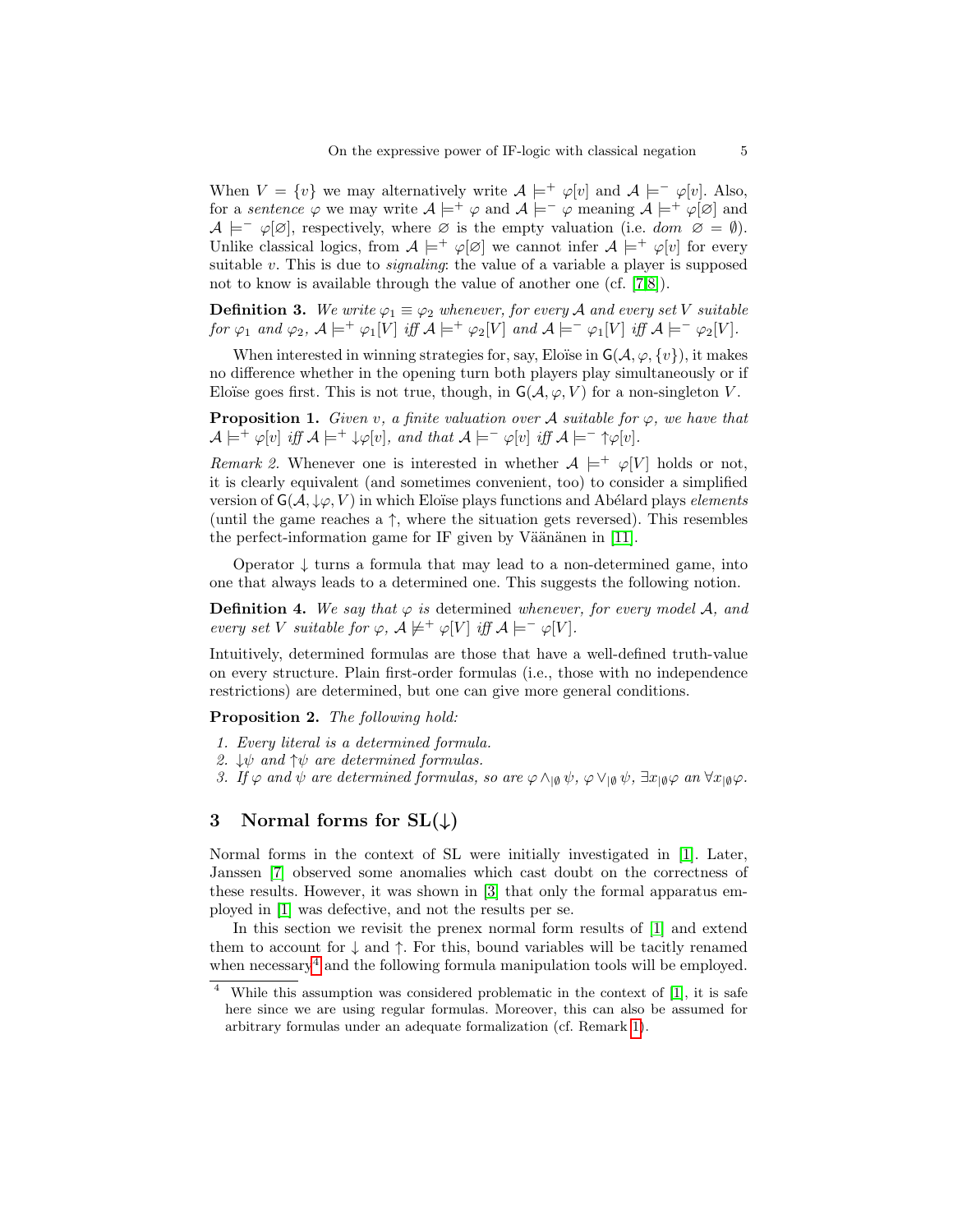When $V = \{v\}$ we may alternatively write $\mathcal{A} \models^+ \varphi[v]$ and $\mathcal{A} \models^- \varphi[v]$. Also, for a *sentence* $\varphi$ we may write $\mathcal{A} \models^+ \varphi$ and $\mathcal{A} \models^- \varphi$ meaning $\mathcal{A} \models^+ \varphi[\varnothing]$ and $\mathcal{A} \models^- \varphi[\varnothing]$, respectively, where $\varnothing$ is the empty valuation (i.e. $dom\ \varnothing = \emptyset$). Unlike classical logics, from $\mathcal{A} \models^+ \varphi[\varnothing]$ we cannot infer $\mathcal{A} \models^+ \varphi[v]$ for every suitable $v$. This is due to *signaling*: the value of a variable a player is supposed not to know is available through the value of another one (cf. [7,8]).

**Definition 3.** *We write $\varphi_1 \equiv \varphi_2$ whenever, for every $\mathcal{A}$ and every set $V$ suitable for $\varphi_1$ and $\varphi_2$, $\mathcal{A} \models^+ \varphi_1[V]$ iff $\mathcal{A} \models^+ \varphi_2[V]$ and $\mathcal{A} \models^- \varphi_1[V]$ iff $\mathcal{A} \models^- \varphi_2[V]$.*

When interested in winning strategies for, say, Eloïse in $\mathsf{G}(\mathcal{A}, \varphi, \{v\})$, it makes no difference whether in the opening turn both players play simultaneously or if Eloïse goes first. This is not true, though, in $\mathsf{G}(\mathcal{A}, \varphi, V)$ for a non-singleton $V$.

**Proposition 1.** *Given $v$, a finite valuation over $\mathcal{A}$ suitable for $\varphi$, we have that $\mathcal{A} \models^+ \varphi[v]$ iff $\mathcal{A} \models^+ {\downarrow}\varphi[v]$, and that $\mathcal{A} \models^- \varphi[v]$ iff $\mathcal{A} \models^- {\uparrow}\varphi[v]$.*

*Remark 2.* Whenever one is interested in whether $\mathcal{A} \models^+ \varphi[V]$ holds or not, it is clearly equivalent (and sometimes convenient, too) to consider a simplified version of $\mathsf{G}(\mathcal{A}, {\downarrow}\varphi, V)$ in which Eloïse plays functions and Abélard plays *elements* (until the game reaches a $\uparrow$, where the situation gets reversed). This resembles the perfect-information game for IF given by Väänänen in [11].

Operator $\downarrow$ turns a formula that may lead to a non-determined game, into one that always leads to a determined one. This suggests the following notion.

**Definition 4.** *We say that $\varphi$ is* determined *whenever, for every model $\mathcal{A}$, and every set $V$ suitable for $\varphi$, $\mathcal{A} \not\models^+ \varphi[V]$ iff $\mathcal{A} \models^- \varphi[V]$.*

Intuitively, determined formulas are those that have a well-defined truth-value on every structure. Plain first-order formulas (i.e., those with no independence restrictions) are determined, but one can give more general conditions.

**Proposition 2.** *The following hold:*

1. *Every literal is a determined formula.*
2. *${\downarrow}\psi$ and ${\uparrow}\psi$ are determined formulas.*
3. *If $\varphi$ and $\psi$ are determined formulas, so are $\varphi \wedge_{|\emptyset} \psi$, $\varphi \vee_{|\emptyset} \psi$, $\exists x_{|\emptyset}\varphi$ an $\forall x_{|\emptyset}\varphi$.*

## 3 Normal forms for SL($\downarrow$)

Normal forms in the context of SL were initially investigated in [1]. Later, Janssen [7] observed some anomalies which cast doubt on the correctness of these results. However, it was shown in [3] that only the formal apparatus employed in [1] was defective, and not the results per se.

In this section we revisit the prenex normal form results of [1] and extend them to account for $\downarrow$ and $\uparrow$. For this, bound variables will be tacitly renamed when necessary[4] and the following formula manipulation tools will be employed.

[4] While this assumption was considered problematic in the context of [1], it is safe here since we are using regular formulas. Moreover, this can also be assumed for arbitrary formulas under an adequate formalization (cf. Remark 1).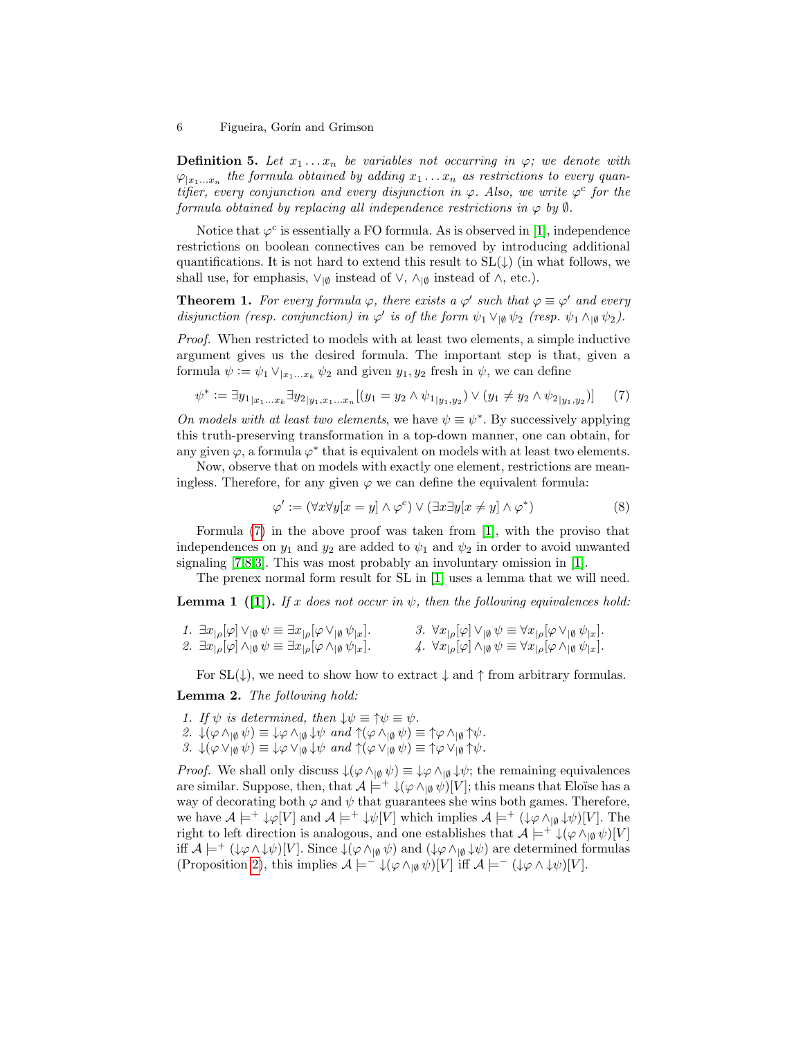**Definition 5.** *Let $x_1 \dots x_n$ be variables not occurring in $\varphi$; we denote with $\varphi_{|x_1 \dots x_n}$ the formula obtained by adding $x_1 \dots x_n$ as restrictions to every quantifier, every conjunction and every disjunction in $\varphi$. Also, we write $\varphi^c$ for the formula obtained by replacing all independence restrictions in $\varphi$ by $\emptyset$.*

Notice that $\varphi^c$ is essentially a FO formula. As is observed in [1], independence restrictions on boolean connectives can be removed by introducing additional quantifications. It is not hard to extend this result to SL($\downarrow$) (in what follows, we shall use, for emphasis, $\vee_{|\emptyset}$ instead of $\vee$, $\wedge_{|\emptyset}$ instead of $\wedge$, etc.).

**Theorem 1.** *For every formula $\varphi$, there exists a $\varphi'$ such that $\varphi \equiv \varphi'$ and every disjunction (resp. conjunction) in $\varphi'$ is of the form $\psi_1 \vee_{|\emptyset} \psi_2$ (resp. $\psi_1 \wedge_{|\emptyset} \psi_2$).*

*Proof.* When restricted to models with at least two elements, a simple inductive argument gives us the desired formula. The important step is that, given a formula $\psi := \psi_1 \vee_{|x_1 \dots x_k} \psi_2$ and given $y_1, y_2$ fresh in $\psi$, we can define

$$\psi^* := \exists y_{1|x_1 \dots x_k} \exists y_{2|y_1, x_1 \dots x_n} [(y_1 = y_2 \wedge \psi_{1|y_1,y_2}) \vee (y_1 \neq y_2 \wedge \psi_{2|y_1,y_2})] \quad (7)$$

*On models with at least two elements*, we have $\psi \equiv \psi^*$. By successively applying this truth-preserving transformation in a top-down manner, one can obtain, for any given $\varphi$, a formula $\varphi^*$ that is equivalent on models with at least two elements.

Now, observe that on models with exactly one element, restrictions are meaningless. Therefore, for any given $\varphi$ we can define the equivalent formula:

$$\varphi' := (\forall x \forall y [x = y] \wedge \varphi^c) \vee (\exists x \exists y [x \neq y] \wedge \varphi^*) \quad (8)$$

Formula (7) in the above proof was taken from [1], with the proviso that independences on $y_1$ and $y_2$ are added to $\psi_1$ and $\psi_2$ in order to avoid unwanted signaling [7,8,3]. This was most probably an involuntary omission in [1].

The prenex normal form result for SL in [1] uses a lemma that we will need.

**Lemma 1 ([1]).** *If $x$ does not occur in $\psi$, then the following equivalences hold:*

1. $\exists x_{|\rho}[\varphi] \vee_{|\emptyset} \psi \equiv \exists x_{|\rho}[\varphi \vee_{|\emptyset} \psi_{|x}]$.
2. $\exists x_{|\rho}[\varphi] \wedge_{|\emptyset} \psi \equiv \exists x_{|\rho}[\varphi \wedge_{|\emptyset} \psi_{|x}]$.
3. $\forall x_{|\rho}[\varphi] \vee_{|\emptyset} \psi \equiv \forall x_{|\rho}[\varphi \vee_{|\emptyset} \psi_{|x}]$.
4. $\forall x_{|\rho}[\varphi] \wedge_{|\emptyset} \psi \equiv \forall x_{|\rho}[\varphi \wedge_{|\emptyset} \psi_{|x}]$.

For SL($\downarrow$), we need to show how to extract $\downarrow$ and $\uparrow$ from arbitrary formulas.

**Lemma 2.** *The following hold:*

1. *If $\psi$ is determined, then $\downarrow\psi \equiv \uparrow\psi \equiv \psi$.*
2. $\downarrow(\varphi \wedge_{|\emptyset} \psi) \equiv \downarrow\varphi \wedge_{|\emptyset} \downarrow\psi$ *and* $\uparrow(\varphi \wedge_{|\emptyset} \psi) \equiv \uparrow\varphi \wedge_{|\emptyset} \uparrow\psi$.
3. $\downarrow(\varphi \vee_{|\emptyset} \psi) \equiv \downarrow\varphi \vee_{|\emptyset} \downarrow\psi$ *and* $\uparrow(\varphi \vee_{|\emptyset} \psi) \equiv \uparrow\varphi \vee_{|\emptyset} \uparrow\psi$.

*Proof.* We shall only discuss $\downarrow(\varphi \wedge_{|\emptyset} \psi) \equiv \downarrow\varphi \wedge_{|\emptyset} \downarrow\psi$; the remaining equivalences are similar. Suppose, then, that $\mathcal{A} \models^+ \downarrow(\varphi \wedge_{|\emptyset} \psi)[V]$; this means that Eloïse has a way of decorating both $\varphi$ and $\psi$ that guarantees she wins both games. Therefore, we have $\mathcal{A} \models^+ \downarrow\varphi[V]$ and $\mathcal{A} \models^+ \downarrow\psi[V]$ which implies $\mathcal{A} \models^+ (\downarrow\varphi \wedge_{|\emptyset} \downarrow\psi)[V]$. The right to left direction is analogous, and one establishes that $\mathcal{A} \models^+ \downarrow(\varphi \wedge_{|\emptyset} \psi)[V]$ iff $\mathcal{A} \models^+ (\downarrow\varphi \wedge \downarrow\psi)[V]$. Since $\downarrow(\varphi \wedge_{|\emptyset} \psi)$ and $(\downarrow\varphi \wedge_{|\emptyset} \downarrow\psi)$ are determined formulas (Proposition 2), this implies $\mathcal{A} \models^- \downarrow(\varphi \wedge_{|\emptyset} \psi)[V]$ iff $\mathcal{A} \models^- (\downarrow\varphi \wedge \downarrow\psi)[V]$.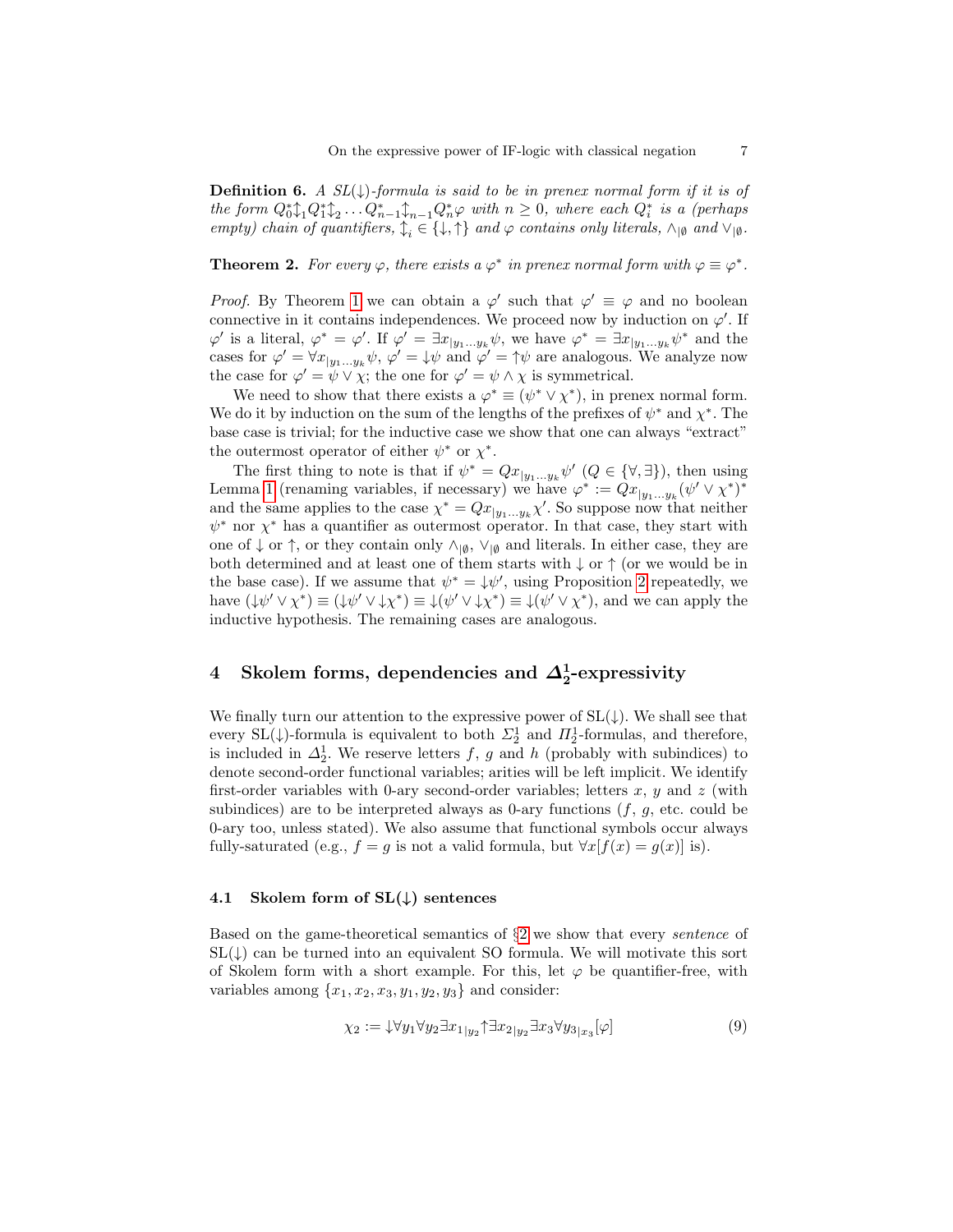**Definition 6.** *A SL(↓)-formula is said to be in prenex normal form if it is of the form* $Q_0^* \updownarrow_1 Q_1^* \updownarrow_2 \ldots Q_{n-1}^* \updownarrow_{n-1} Q_n^* \varphi$ *with* $n \geq 0$*, where each* $Q_i^*$ *is a (perhaps empty) chain of quantifiers,* $\updownarrow_i \in \{\downarrow, \uparrow\}$ *and* $\varphi$ *contains only literals,* $\wedge_{|\emptyset}$ *and* $\vee_{|\emptyset}$*.*

**Theorem 2.** *For every* $\varphi$*, there exists a* $\varphi^*$ *in prenex normal form with* $\varphi \equiv \varphi^*$*.*

*Proof.* By Theorem 1 we can obtain a $\varphi'$ such that $\varphi' \equiv \varphi$ and no boolean connective in it contains independences. We proceed now by induction on $\varphi'$. If $\varphi'$ is a literal, $\varphi^* = \varphi'$. If $\varphi' = \exists x_{|y_1 \ldots y_k} \psi$, we have $\varphi^* = \exists x_{|y_1 \ldots y_k} \psi^*$ and the cases for $\varphi' = \forall x_{|y_1 \ldots y_k} \psi$, $\varphi' = \downarrow\psi$ and $\varphi' = \uparrow\psi$ are analogous. We analyze now the case for $\varphi' = \psi \vee \chi$; the one for $\varphi' = \psi \wedge \chi$ is symmetrical.

We need to show that there exists a $\varphi^* \equiv (\psi^* \vee \chi^*)$, in prenex normal form. We do it by induction on the sum of the lengths of the prefixes of $\psi^*$ and $\chi^*$. The base case is trivial; for the inductive case we show that one can always "extract" the outermost operator of either $\psi^*$ or $\chi^*$.

The first thing to note is that if $\psi^* = Qx_{|y_1 \ldots y_k} \psi'$ ($Q \in \{\forall, \exists\}$), then using Lemma 1 (renaming variables, if necessary) we have $\varphi^* := Qx_{|y_1 \ldots y_k} (\psi' \vee \chi^*)^*$ and the same applies to the case $\chi^* = Qx_{|y_1 \ldots y_k} \chi'$. So suppose now that neither $\psi^*$ nor $\chi^*$ has a quantifier as outermost operator. In that case, they start with one of ↓ or ↑, or they contain only $\wedge_{|\emptyset}$, $\vee_{|\emptyset}$ and literals. In either case, they are both determined and at least one of them starts with ↓ or ↑ (or we would be in the base case). If we assume that $\psi^* = \downarrow\psi'$, using Proposition 2 repeatedly, we have $(\downarrow\psi' \vee \chi^*) \equiv (\downarrow\psi' \vee \downarrow\chi^*) \equiv \downarrow(\psi' \vee \downarrow\chi^*) \equiv \downarrow(\psi' \vee \chi^*)$, and we can apply the inductive hypothesis. The remaining cases are analogous.

## 4 Skolem forms, dependencies and $\Delta_2^1$-expressivity

We finally turn our attention to the expressive power of SL(↓). We shall see that every SL(↓)-formula is equivalent to both $\Sigma_2^1$ and $\Pi_2^1$-formulas, and therefore, is included in $\Delta_2^1$. We reserve letters $f$, $g$ and $h$ (probably with subindices) to denote second-order functional variables; arities will be left implicit. We identify first-order variables with 0-ary second-order variables; letters $x$, $y$ and $z$ (with subindices) are to be interpreted always as 0-ary functions ($f$, $g$, etc. could be 0-ary too, unless stated). We also assume that functional symbols occur always fully-saturated (e.g., $f = g$ is not a valid formula, but $\forall x[f(x) = g(x)]$ is).

### 4.1 Skolem form of SL(↓) sentences

Based on the game-theoretical semantics of §2 we show that every *sentence* of SL(↓) can be turned into an equivalent SO formula. We will motivate this sort of Skolem form with a short example. For this, let $\varphi$ be quantifier-free, with variables among $\{x_1, x_2, x_3, y_1, y_2, y_3\}$ and consider:

$$\chi_2 := \downarrow\forall y_1 \forall y_2 \exists x_{1_{|y_2}} \uparrow \exists x_{2_{|y_2}} \exists x_3 \forall y_{3_{|x_3}} [\varphi] \tag{9}$$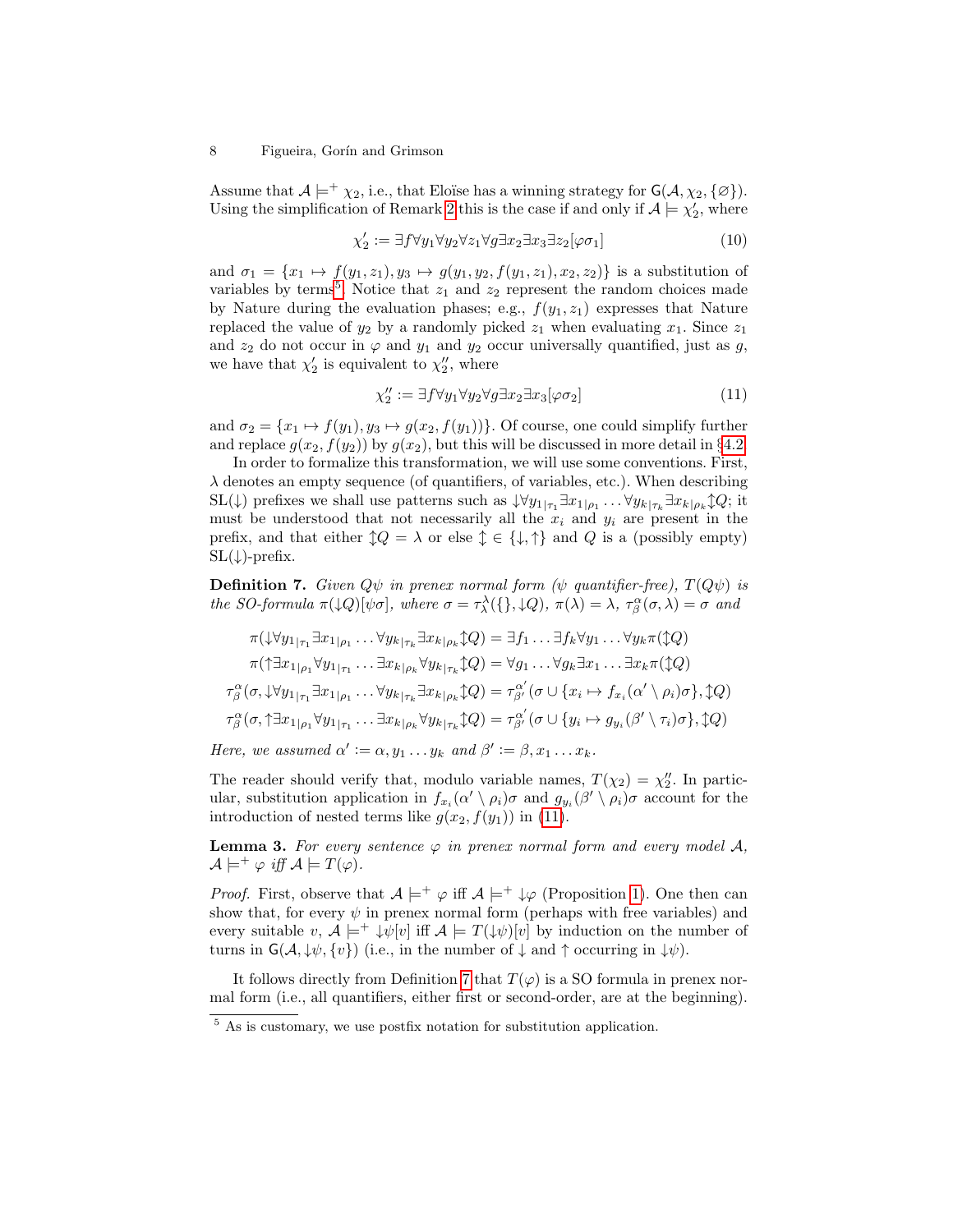Assume that $\mathcal{A} \models^+ \chi_2$, i.e., that Eloïse has a winning strategy for $\mathsf{G}(\mathcal{A}, \chi_2, \{\varnothing\})$. Using the simplification of Remark 2 this is the case if and only if $\mathcal{A} \models \chi_2'$, where

$$\chi_2' := \exists f \forall y_1 \forall y_2 \forall z_1 \forall g \exists x_2 \exists x_3 \exists z_2 [\varphi \sigma_1] \tag{10}$$

and $\sigma_1 = \{x_1 \mapsto f(y_1, z_1), y_3 \mapsto g(y_1, y_2, f(y_1, z_1), x_2, z_2)\}$ is a substitution of variables by terms[5]. Notice that $z_1$ and $z_2$ represent the random choices made by Nature during the evaluation phases; e.g., $f(y_1, z_1)$ expresses that Nature replaced the value of $y_2$ by a randomly picked $z_1$ when evaluating $x_1$. Since $z_1$ and $z_2$ do not occur in $\varphi$ and $y_1$ and $y_2$ occur universally quantified, just as $g$, we have that $\chi_2'$ is equivalent to $\chi_2''$, where

$$\chi_2'' := \exists f \forall y_1 \forall y_2 \forall g \exists x_2 \exists x_3 [\varphi \sigma_2] \tag{11}$$

and $\sigma_2 = \{x_1 \mapsto f(y_1), y_3 \mapsto g(x_2, f(y_1))\}$. Of course, one could simplify further and replace $g(x_2, f(y_2))$ by $g(x_2)$, but this will be discussed in more detail in §4.2.

In order to formalize this transformation, we will use some conventions. First, $\lambda$ denotes an empty sequence (of quantifiers, of variables, etc.). When describing SL($\downarrow$) prefixes we shall use patterns such as $\downarrow \forall y_{1|\tau_1} \exists x_{1|\rho_1} \ldots \forall y_{k|\tau_k} \exists x_{k|\rho_k} \updownarrow Q$; it must be understood that not necessarily all the $x_i$ and $y_i$ are present in the prefix, and that either $\updownarrow Q = \lambda$ or else $\updownarrow \in \{\downarrow, \uparrow\}$ and $Q$ is a (possibly empty) SL($\downarrow$)-prefix.

**Definition 7.** *Given $Q\psi$ in prenex normal form ($\psi$ quantifier-free), $T(Q\psi)$ is the SO-formula $\pi(\downarrow Q)[\psi\sigma]$, where $\sigma = \tau^\lambda_\lambda(\{\}, \downarrow Q)$, $\pi(\lambda) = \lambda$, $\tau^\alpha_\beta(\sigma, \lambda) = \sigma$ and*

$$\pi(\downarrow \forall y_{1|\tau_1} \exists x_{1|\rho_1} \ldots \forall y_{k|\tau_k} \exists x_{k|\rho_k} \updownarrow Q) = \exists f_1 \ldots \exists f_k \forall y_1 \ldots \forall y_k \pi(\updownarrow Q)$$
$$\pi(\uparrow \exists x_{1|\rho_1} \forall y_{1|\tau_1} \ldots \exists x_{k|\rho_k} \forall y_{k|\tau_k} \updownarrow Q) = \forall g_1 \ldots \forall g_k \exists x_1 \ldots \exists x_k \pi(\updownarrow Q)$$
$$\tau^\alpha_\beta(\sigma, \downarrow \forall y_{1|\tau_1} \exists x_{1|\rho_1} \ldots \forall y_{k|\tau_k} \exists x_{k|\rho_k} \updownarrow Q) = \tau^{\alpha'}_{\beta'}(\sigma \cup \{x_i \mapsto f_{x_i}(\alpha' \setminus \rho_i)\sigma\}, \updownarrow Q)$$
$$\tau^\alpha_\beta(\sigma, \uparrow \exists x_{1|\rho_1} \forall y_{1|\tau_1} \ldots \exists x_{k|\rho_k} \forall y_{k|\tau_k} \updownarrow Q) = \tau^{\alpha'}_{\beta'}(\sigma \cup \{y_i \mapsto g_{y_i}(\beta' \setminus \tau_i)\sigma\}, \updownarrow Q)$$

*Here, we assumed $\alpha' := \alpha, y_1 \ldots y_k$ and $\beta' := \beta, x_1 \ldots x_k$.*

The reader should verify that, modulo variable names, $T(\chi_2) = \chi_2''$. In particular, substitution application in $f_{x_i}(\alpha' \setminus \rho_i)\sigma$ and $g_{y_i}(\beta' \setminus \rho_i)\sigma$ account for the introduction of nested terms like $g(x_2, f(y_1))$ in (11).

**Lemma 3.** *For every sentence $\varphi$ in prenex normal form and every model $\mathcal{A}$, $\mathcal{A} \models^+ \varphi$ iff $\mathcal{A} \models T(\varphi)$.*

*Proof.* First, observe that $\mathcal{A} \models^+ \varphi$ iff $\mathcal{A} \models^+ \downarrow\varphi$ (Proposition 1). One then can show that, for every $\psi$ in prenex normal form (perhaps with free variables) and every suitable $v$, $\mathcal{A} \models^+ \downarrow\psi[v]$ iff $\mathcal{A} \models T(\downarrow\psi)[v]$ by induction on the number of turns in $\mathsf{G}(\mathcal{A}, \downarrow\psi, \{v\})$ (i.e., in the number of $\downarrow$ and $\uparrow$ occurring in $\downarrow\psi$).

It follows directly from Definition 7 that $T(\varphi)$ is a SO formula in prenex normal form (i.e., all quantifiers, either first or second-order, are at the beginning).

[5] As is customary, we use postfix notation for substitution application.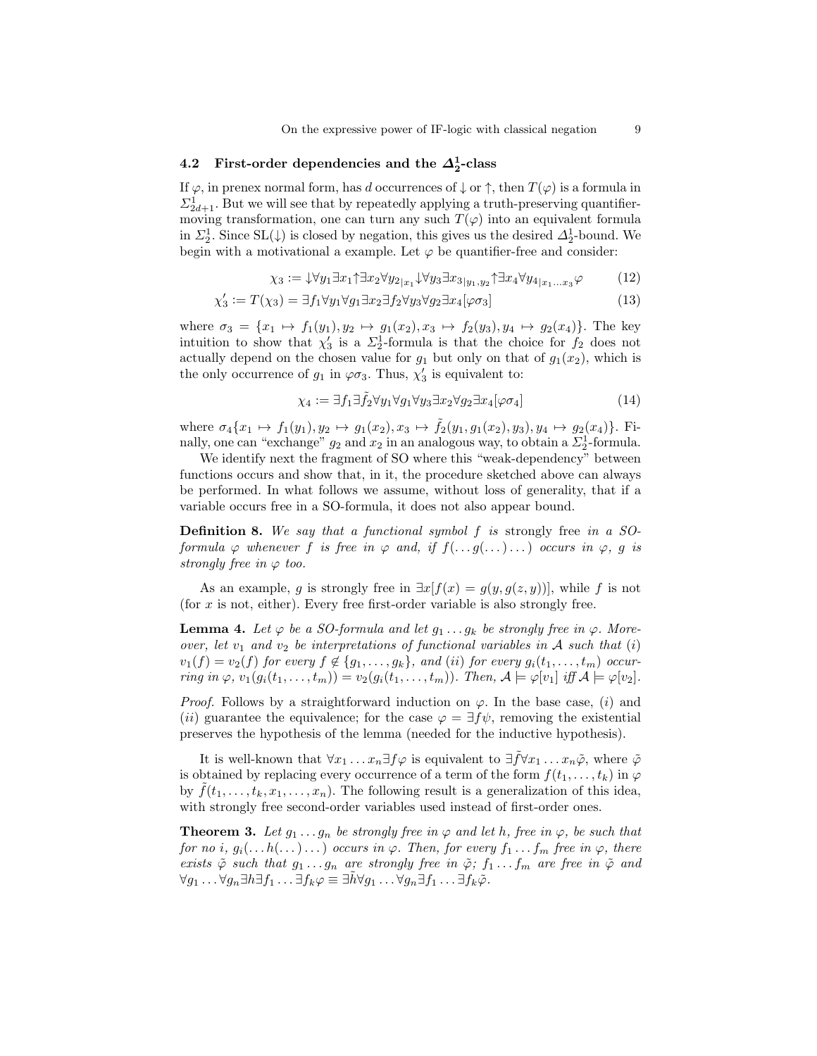### 4.2 First-order dependencies and the $\boldsymbol{\Delta^1_2}$-class

If $\varphi$, in prenex normal form, has $d$ occurrences of $\downarrow$ or $\uparrow$, then $T(\varphi)$ is a formula in $\Sigma^1_{2d+1}$. But we will see that by repeatedly applying a truth-preserving quantifier-moving transformation, one can turn any such $T(\varphi)$ into an equivalent formula in $\Sigma^1_2$. Since SL($\downarrow$) is closed by negation, this gives us the desired $\Delta^1_2$-bound. We begin with a motivational a example. Let $\varphi$ be quantifier-free and consider:

$$\chi_3 := {\downarrow}\forall y_1 \exists x_1 {\uparrow}\exists x_2 \forall y_{2|x_1} {\downarrow}\forall y_3 \exists x_{3|y_1,y_2} {\uparrow}\exists x_4 \forall y_{4|x_1\dots x_3}\varphi \tag{12}$$

$$\chi_3' := T(\chi_3) = \exists f_1 \forall y_1 \forall g_1 \exists x_2 \exists f_2 \forall y_3 \forall g_2 \exists x_4 [\varphi\sigma_3] \tag{13}$$

where $\sigma_3 = \{x_1 \mapsto f_1(y_1), y_2 \mapsto g_1(x_2), x_3 \mapsto f_2(y_3), y_4 \mapsto g_2(x_4)\}$. The key intuition to show that $\chi_3'$ is a $\Sigma^1_2$-formula is that the choice for $f_2$ does not actually depend on the chosen value for $g_1$ but only on that of $g_1(x_2)$, which is the only occurrence of $g_1$ in $\varphi\sigma_3$. Thus, $\chi_3'$ is equivalent to:

$$\chi_4 := \exists f_1 \exists \tilde{f}_2 \forall y_1 \forall g_1 \forall y_3 \exists x_2 \forall g_2 \exists x_4 [\varphi\sigma_4] \tag{14}$$

where $\sigma_4\{x_1 \mapsto f_1(y_1), y_2 \mapsto g_1(x_2), x_3 \mapsto \tilde{f}_2(y_1, g_1(x_2), y_3), y_4 \mapsto g_2(x_4)\}$. Finally, one can "exchange" $g_2$ and $x_2$ in an analogous way, to obtain a $\Sigma^1_2$-formula.

We identify next the fragment of SO where this "weak-dependency" between functions occurs and show that, in it, the procedure sketched above can always be performed. In what follows we assume, without loss of generality, that if a variable occurs free in a SO-formula, it does not also appear bound.

**Definition 8.** *We say that a functional symbol $f$ is* strongly free *in a SO-formula $\varphi$ whenever $f$ is free in $\varphi$ and, if $f(\dots g(\dots)\dots)$ occurs in $\varphi$, $g$ is strongly free in $\varphi$ too.*

As an example, $g$ is strongly free in $\exists x[f(x) = g(y, g(z, y))]$, while $f$ is not (for $x$ is not, either). Every free first-order variable is also strongly free.

**Lemma 4.** *Let $\varphi$ be a SO-formula and let $g_1 \dots g_k$ be strongly free in $\varphi$. Moreover, let $v_1$ and $v_2$ be interpretations of functional variables in $\mathcal{A}$ such that $(i)$ $v_1(f) = v_2(f)$ for every $f \notin \{g_1, \dots, g_k\}$, and $(ii)$ for every $g_i(t_1, \dots, t_m)$ occurring in $\varphi$, $v_1(g_i(t_1, \dots, t_m)) = v_2(g_i(t_1, \dots, t_m))$. Then, $\mathcal{A} \models \varphi[v_1]$ iff $\mathcal{A} \models \varphi[v_2]$.*

*Proof.* Follows by a straightforward induction on $\varphi$. In the base case, $(i)$ and $(ii)$ guarantee the equivalence; for the case $\varphi = \exists f \psi$, removing the existential preserves the hypothesis of the lemma (needed for the inductive hypothesis).

It is well-known that $\forall x_1 \dots x_n \exists f \varphi$ is equivalent to $\exists \tilde{f} \forall x_1 \dots x_n \tilde{\varphi}$, where $\tilde{\varphi}$ is obtained by replacing every occurrence of a term of the form $f(t_1, \dots, t_k)$ in $\varphi$ by $\tilde{f}(t_1, \dots, t_k, x_1, \dots, x_n)$. The following result is a generalization of this idea, with strongly free second-order variables used instead of first-order ones.

**Theorem 3.** *Let $g_1 \dots g_n$ be strongly free in $\varphi$ and let $h$, free in $\varphi$, be such that for no $i$, $g_i(\dots h(\dots)\dots)$ occurs in $\varphi$. Then, for every $f_1 \dots f_m$ free in $\varphi$, there exists $\tilde{\varphi}$ such that $g_1 \dots g_n$ are strongly free in $\tilde{\varphi}$; $f_1 \dots f_m$ are free in $\tilde{\varphi}$ and $\forall g_1 \dots \forall g_n \exists h \exists f_1 \dots \exists f_k \varphi \equiv \exists \tilde{h} \forall g_1 \dots \forall g_n \exists f_1 \dots \exists f_k \tilde{\varphi}$.*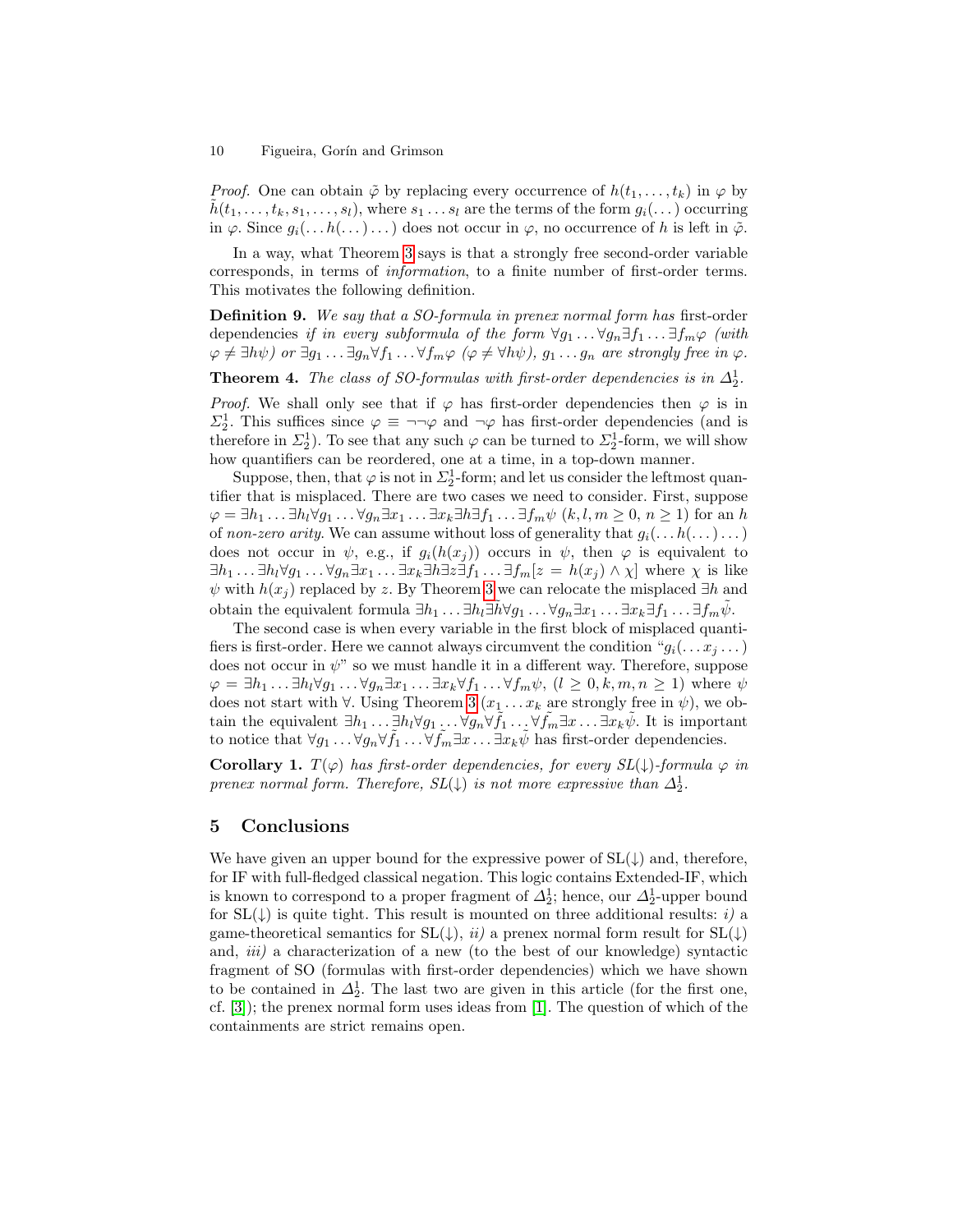*Proof.* One can obtain $\tilde{\varphi}$ by replacing every occurrence of $h(t_1, \ldots, t_k)$ in $\varphi$ by $\tilde{h}(t_1, \ldots, t_k, s_1, \ldots, s_l)$, where $s_1 \ldots s_l$ are the terms of the form $g_i(\ldots)$ occurring in $\varphi$. Since $g_i(\ldots h(\ldots) \ldots)$ does not occur in $\varphi$, no occurrence of $h$ is left in $\tilde{\varphi}$.

In a way, what Theorem 3 says is that a strongly free second-order variable corresponds, in terms of *information*, to a finite number of first-order terms. This motivates the following definition.

**Definition 9.** *We say that a SO-formula in prenex normal form has* first-order dependencies *if in every subformula of the form* $\forall g_1 \ldots \forall g_n \exists f_1 \ldots \exists f_m \varphi$ *(with* $\varphi \neq \exists h \psi$*) or* $\exists g_1 \ldots \exists g_n \forall f_1 \ldots \forall f_m \varphi$ *(*$\varphi \neq \forall h \psi$*),* $g_1 \ldots g_n$ *are strongly free in* $\varphi$*.*

**Theorem 4.** *The class of SO-formulas with first-order dependencies is in* $\Delta^1_2$*.*

*Proof.* We shall only see that if $\varphi$ has first-order dependencies then $\varphi$ is in $\Sigma^1_2$. This suffices since $\varphi \equiv \neg\neg\varphi$ and $\neg\varphi$ has first-order dependencies (and is therefore in $\Sigma^1_2$). To see that any such $\varphi$ can be turned to $\Sigma^1_2$-form, we will show how quantifiers can be reordered, one at a time, in a top-down manner.

Suppose, then, that $\varphi$ is not in $\Sigma^1_2$-form; and let us consider the leftmost quantifier that is misplaced. There are two cases we need to consider. First, suppose $\varphi = \exists h_1 \ldots \exists h_l \forall g_1 \ldots \forall g_n \exists x_1 \ldots \exists x_k \exists h \exists f_1 \ldots \exists f_m \psi$ $(k, l, m \geq 0,\ n \geq 1)$ for an $h$ of *non-zero arity*. We can assume without loss of generality that $g_i(\ldots h(\ldots) \ldots)$ does not occur in $\psi$, e.g., if $g_i(h(x_j))$ occurs in $\psi$, then $\varphi$ is equivalent to $\exists h_1 \ldots \exists h_l \forall g_1 \ldots \forall g_n \exists x_1 \ldots \exists x_k \exists h \exists z \exists f_1 \ldots \exists f_m [z = h(x_j) \wedge \chi]$ where $\chi$ is like $\psi$ with $h(x_j)$ replaced by $z$. By Theorem 3 we can relocate the misplaced $\exists h$ and obtain the equivalent formula $\exists h_1 \ldots \exists h_l \exists \tilde{h} \forall g_1 \ldots \forall g_n \exists x_1 \ldots \exists x_k \exists f_1 \ldots \exists f_m \tilde{\psi}$.

The second case is when every variable in the first block of misplaced quantifiers is first-order. Here we cannot always circumvent the condition "$g_i(\ldots x_j \ldots)$ does not occur in $\psi$" so we must handle it in a different way. Therefore, suppose $\varphi = \exists h_1 \ldots \exists h_l \forall g_1 \ldots \forall g_n \exists x_1 \ldots \exists x_k \forall f_1 \ldots \forall f_m \psi$, $(l \geq 0, k, m, n \geq 1)$ where $\psi$ does not start with $\forall$. Using Theorem 3 ($x_1 \ldots x_k$ are strongly free in $\psi$), we obtain the equivalent $\exists h_1 \ldots \exists h_l \forall g_1 \ldots \forall g_n \forall \tilde{f}_1 \ldots \forall \tilde{f}_m \exists x \ldots \exists x_k \tilde{\psi}$. It is important to notice that $\forall g_1 \ldots \forall g_n \forall \tilde{f}_1 \ldots \forall \tilde{f}_m \exists x \ldots \exists x_k \tilde{\psi}$ has first-order dependencies.

**Corollary 1.** $T(\varphi)$ *has first-order dependencies, for every SL(↓)-formula* $\varphi$ *in prenex normal form. Therefore, SL(↓) is not more expressive than* $\Delta^1_2$*.*

## 5 Conclusions

We have given an upper bound for the expressive power of SL(↓) and, therefore, for IF with full-fledged classical negation. This logic contains Extended-IF, which is known to correspond to a proper fragment of $\Delta^1_2$; hence, our $\Delta^1_2$-upper bound for SL(↓) is quite tight. This result is mounted on three additional results: *i)* a game-theoretical semantics for SL(↓), *ii)* a prenex normal form result for SL(↓) and, *iii)* a characterization of a new (to the best of our knowledge) syntactic fragment of SO (formulas with first-order dependencies) which we have shown to be contained in $\Delta^1_2$. The last two are given in this article (for the first one, cf. [3]); the prenex normal form uses ideas from [1]. The question of which of the containments are strict remains open.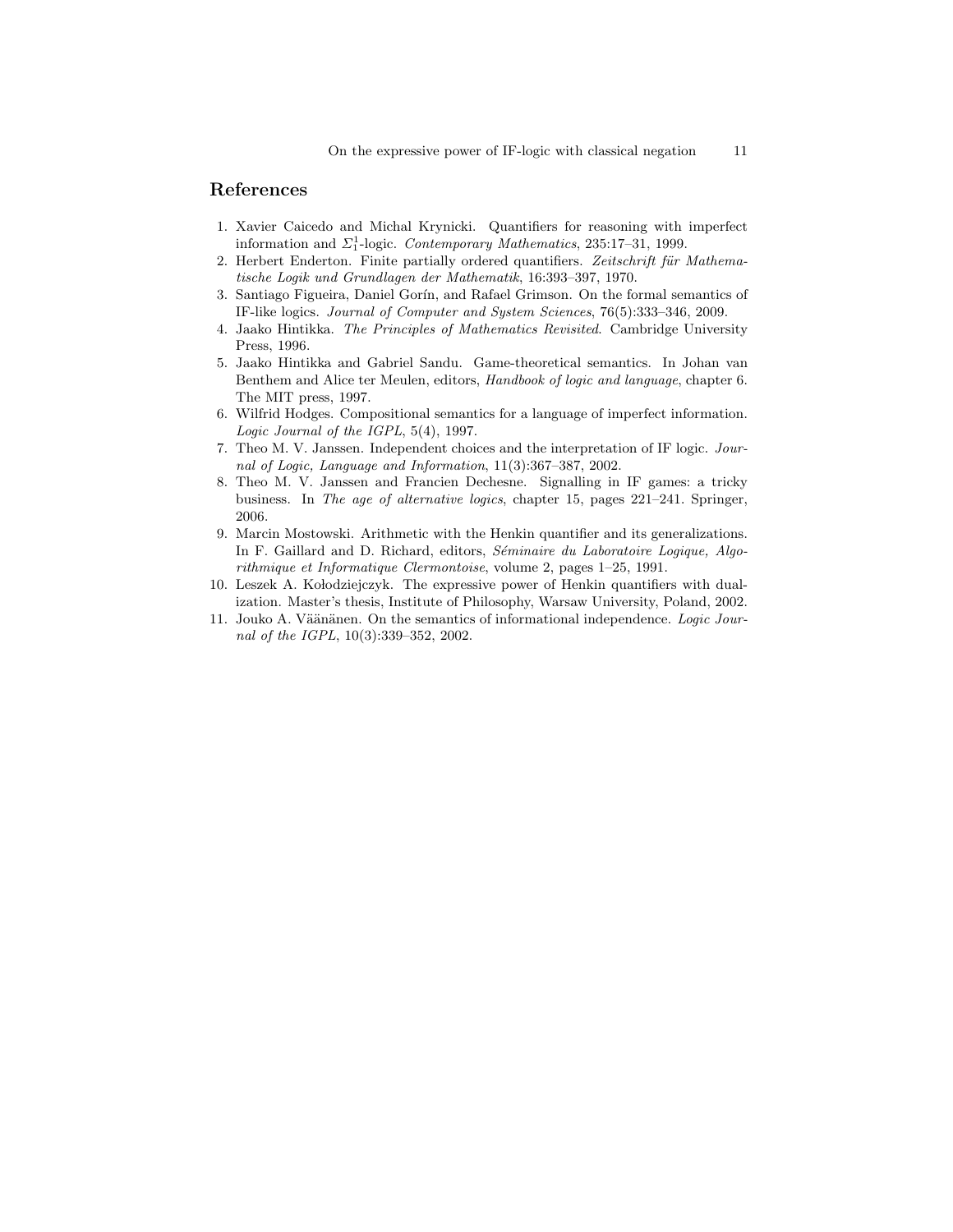## References

1. Xavier Caicedo and Michal Krynicki. Quantifiers for reasoning with imperfect information and $\Sigma_1^1$-logic. *Contemporary Mathematics*, 235:17–31, 1999.
2. Herbert Enderton. Finite partially ordered quantifiers. *Zeitschrift für Mathematische Logik und Grundlagen der Mathematik*, 16:393–397, 1970.
3. Santiago Figueira, Daniel Gorín, and Rafael Grimson. On the formal semantics of IF-like logics. *Journal of Computer and System Sciences*, 76(5):333–346, 2009.
4. Jaako Hintikka. *The Principles of Mathematics Revisited*. Cambridge University Press, 1996.
5. Jaakko Hintikka and Gabriel Sandu. Game-theoretical semantics. In Johan van Benthem and Alice ter Meulen, editors, *Handbook of logic and language*, chapter 6. The MIT press, 1997.
6. Wilfrid Hodges. Compositional semantics for a language of imperfect information. *Logic Journal of the IGPL*, 5(4), 1997.
7. Theo M. V. Janssen. Independent choices and the interpretation of IF logic. *Journal of Logic, Language and Information*, 11(3):367–387, 2002.
8. Theo M. V. Janssen and Francien Dechesne. Signalling in IF games: a tricky business. In *The age of alternative logics*, chapter 15, pages 221–241. Springer, 2006.
9. Marcin Mostowski. Arithmetic with the Henkin quantifier and its generalizations. In F. Gaillard and D. Richard, editors, *Séminaire du Laboratoire Logique, Algorithmique et Informatique Clermontoise*, volume 2, pages 1–25, 1991.
10. Leszek A. Kołodziejczyk. The expressive power of Henkin quantifiers with dualization. Master's thesis, Institute of Philosophy, Warsaw University, Poland, 2002.
11. Jouko A. Väänänen. On the semantics of informational independence. *Logic Journal of the IGPL*, 10(3):339–352, 2002.